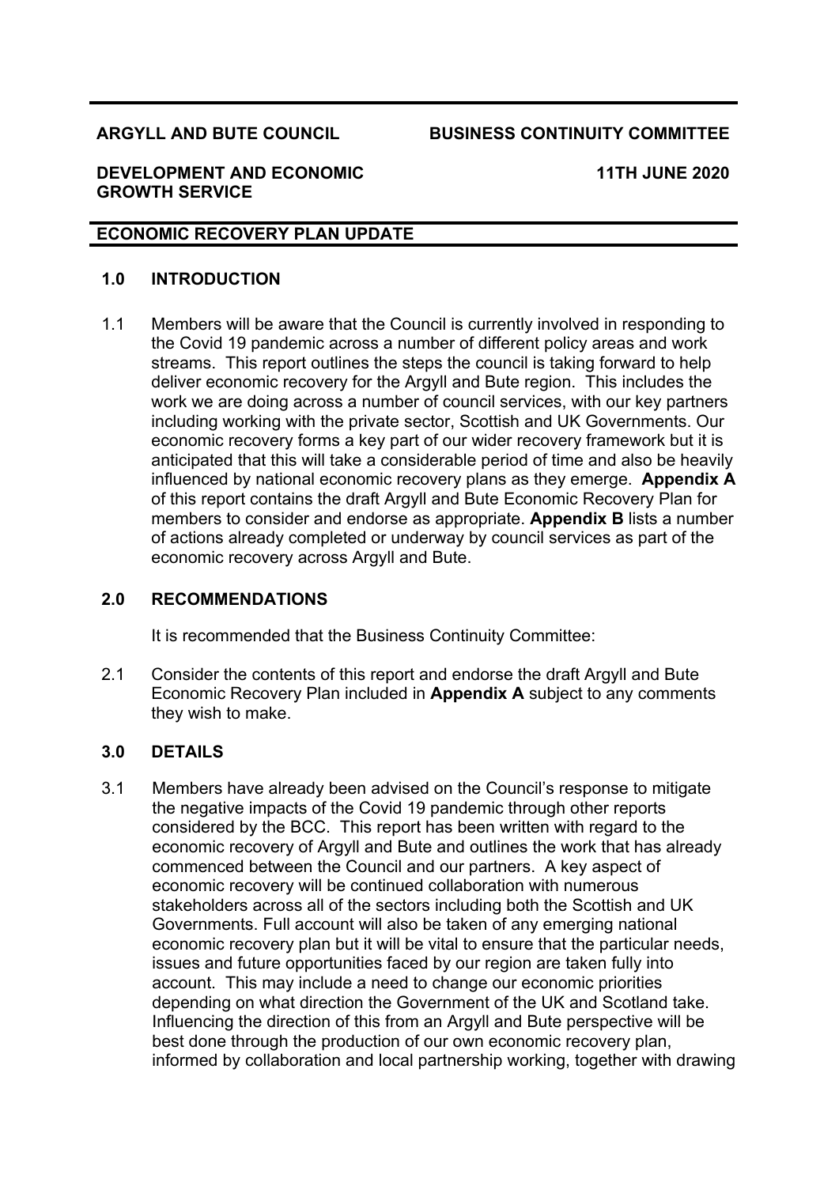**ARGYLL AND BUTE COUNCIL** **BUSINESS CONTINUITY COMMITTEE**

**DEVELOPMENT AND ECONOMIC GROWTH SERVICE** **11TH JUNE 2020**

## ECONOMIC RECOVERY PLAN UPDATE

### 1.0 INTRODUCTION

1.1 Members will be aware that the Council is currently involved in responding to the Covid 19 pandemic across a number of different policy areas and work streams. This report outlines the steps the council is taking forward to help deliver economic recovery for the Argyll and Bute region. This includes the work we are doing across a number of council services, with our key partners including working with the private sector, Scottish and UK Governments. Our economic recovery forms a key part of our wider recovery framework but it is anticipated that this will take a considerable period of time and also be heavily influenced by national economic recovery plans as they emerge. **Appendix A** of this report contains the draft Argyll and Bute Economic Recovery Plan for members to consider and endorse as appropriate. **Appendix B** lists a number of actions already completed or underway by council services as part of the economic recovery across Argyll and Bute.

### 2.0 RECOMMENDATIONS

It is recommended that the Business Continuity Committee:

2.1 Consider the contents of this report and endorse the draft Argyll and Bute Economic Recovery Plan included in **Appendix A** subject to any comments they wish to make.

### 3.0 DETAILS

3.1 Members have already been advised on the Council's response to mitigate the negative impacts of the Covid 19 pandemic through other reports considered by the BCC. This report has been written with regard to the economic recovery of Argyll and Bute and outlines the work that has already commenced between the Council and our partners. A key aspect of economic recovery will be continued collaboration with numerous stakeholders across all of the sectors including both the Scottish and UK Governments. Full account will also be taken of any emerging national economic recovery plan but it will be vital to ensure that the particular needs, issues and future opportunities faced by our region are taken fully into account. This may include a need to change our economic priorities depending on what direction the Government of the UK and Scotland take. Influencing the direction of this from an Argyll and Bute perspective will be best done through the production of our own economic recovery plan, informed by collaboration and local partnership working, together with drawing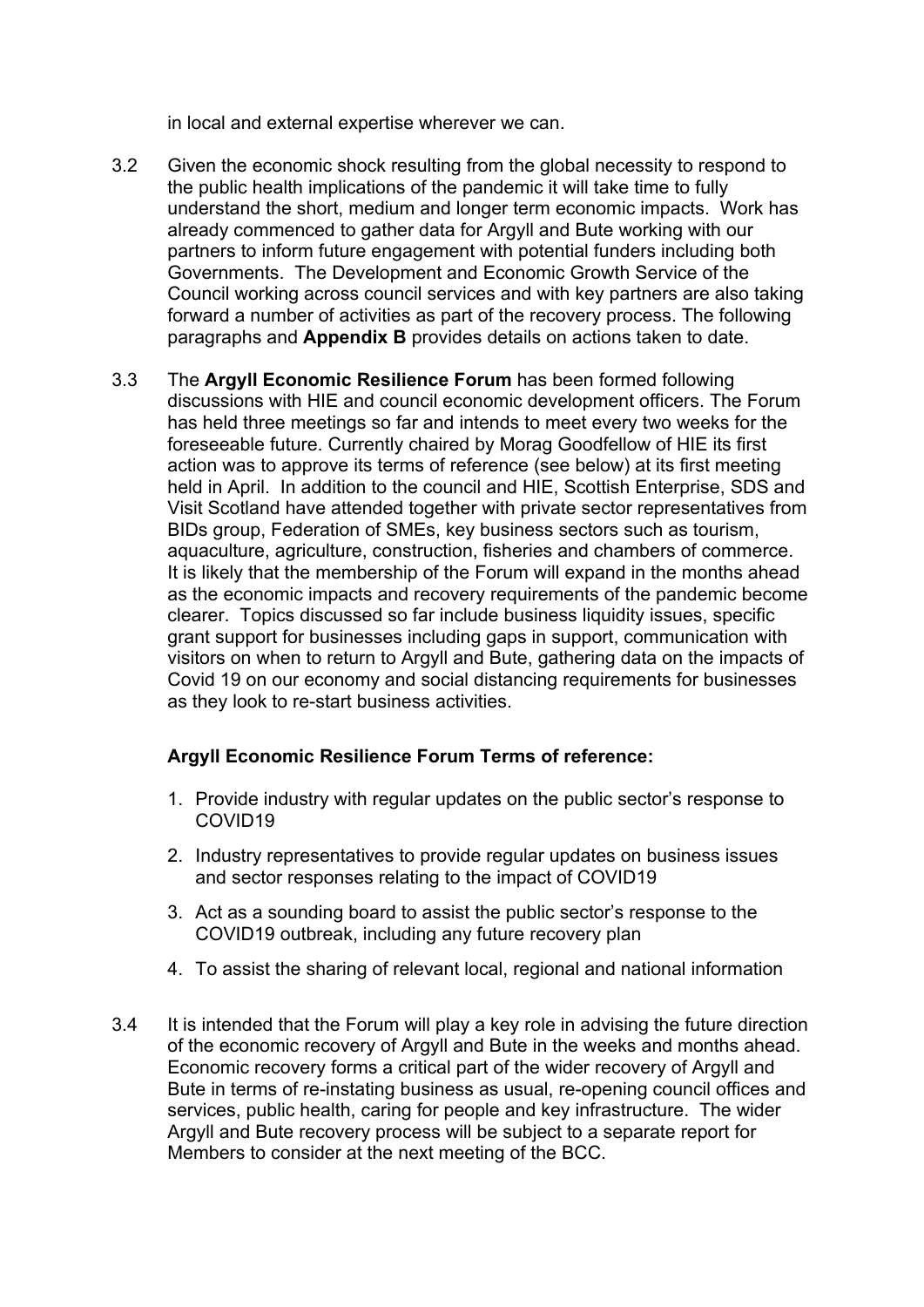in local and external expertise wherever we can.

3.2 Given the economic shock resulting from the global necessity to respond to the public health implications of the pandemic it will take time to fully understand the short, medium and longer term economic impacts. Work has already commenced to gather data for Argyll and Bute working with our partners to inform future engagement with potential funders including both Governments. The Development and Economic Growth Service of the Council working across council services and with key partners are also taking forward a number of activities as part of the recovery process. The following paragraphs and **Appendix B** provides details on actions taken to date.

3.3 The **Argyll Economic Resilience Forum** has been formed following discussions with HIE and council economic development officers. The Forum has held three meetings so far and intends to meet every two weeks for the foreseeable future. Currently chaired by Morag Goodfellow of HIE its first action was to approve its terms of reference (see below) at its first meeting held in April. In addition to the council and HIE, Scottish Enterprise, SDS and Visit Scotland have attended together with private sector representatives from BIDs group, Federation of SMEs, key business sectors such as tourism, aquaculture, agriculture, construction, fisheries and chambers of commerce. It is likely that the membership of the Forum will expand in the months ahead as the economic impacts and recovery requirements of the pandemic become clearer. Topics discussed so far include business liquidity issues, specific grant support for businesses including gaps in support, communication with visitors on when to return to Argyll and Bute, gathering data on the impacts of Covid 19 on our economy and social distancing requirements for businesses as they look to re-start business activities.

**Argyll Economic Resilience Forum Terms of reference:**

1. Provide industry with regular updates on the public sector's response to COVID19
2. Industry representatives to provide regular updates on business issues and sector responses relating to the impact of COVID19
3. Act as a sounding board to assist the public sector's response to the COVID19 outbreak, including any future recovery plan
4. To assist the sharing of relevant local, regional and national information

3.4 It is intended that the Forum will play a key role in advising the future direction of the economic recovery of Argyll and Bute in the weeks and months ahead. Economic recovery forms a critical part of the wider recovery of Argyll and Bute in terms of re-instating business as usual, re-opening council offices and services, public health, caring for people and key infrastructure. The wider Argyll and Bute recovery process will be subject to a separate report for Members to consider at the next meeting of the BCC.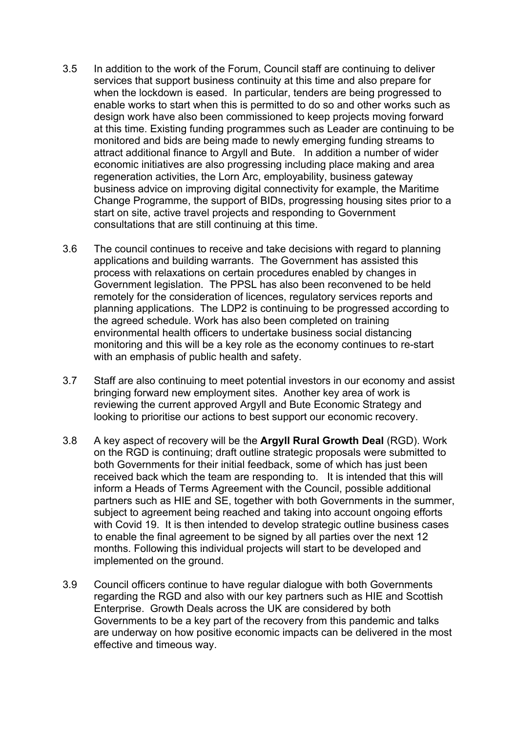3.5 In addition to the work of the Forum, Council staff are continuing to deliver services that support business continuity at this time and also prepare for when the lockdown is eased. In particular, tenders are being progressed to enable works to start when this is permitted to do so and other works such as design work have also been commissioned to keep projects moving forward at this time. Existing funding programmes such as Leader are continuing to be monitored and bids are being made to newly emerging funding streams to attract additional finance to Argyll and Bute. In addition a number of wider economic initiatives are also progressing including place making and area regeneration activities, the Lorn Arc, employability, business gateway business advice on improving digital connectivity for example, the Maritime Change Programme, the support of BIDs, progressing housing sites prior to a start on site, active travel projects and responding to Government consultations that are still continuing at this time.

3.6 The council continues to receive and take decisions with regard to planning applications and building warrants. The Government has assisted this process with relaxations on certain procedures enabled by changes in Government legislation. The PPSL has also been reconvened to be held remotely for the consideration of licences, regulatory services reports and planning applications. The LDP2 is continuing to be progressed according to the agreed schedule. Work has also been completed on training environmental health officers to undertake business social distancing monitoring and this will be a key role as the economy continues to re-start with an emphasis of public health and safety.

3.7 Staff are also continuing to meet potential investors in our economy and assist bringing forward new employment sites. Another key area of work is reviewing the current approved Argyll and Bute Economic Strategy and looking to prioritise our actions to best support our economic recovery.

3.8 A key aspect of recovery will be the **Argyll Rural Growth Deal** (RGD). Work on the RGD is continuing; draft outline strategic proposals were submitted to both Governments for their initial feedback, some of which has just been received back which the team are responding to. It is intended that this will inform a Heads of Terms Agreement with the Council, possible additional partners such as HIE and SE, together with both Governments in the summer, subject to agreement being reached and taking into account ongoing efforts with Covid 19. It is then intended to develop strategic outline business cases to enable the final agreement to be signed by all parties over the next 12 months. Following this individual projects will start to be developed and implemented on the ground.

3.9 Council officers continue to have regular dialogue with both Governments regarding the RGD and also with our key partners such as HIE and Scottish Enterprise. Growth Deals across the UK are considered by both Governments to be a key part of the recovery from this pandemic and talks are underway on how positive economic impacts can be delivered in the most effective and timeous way.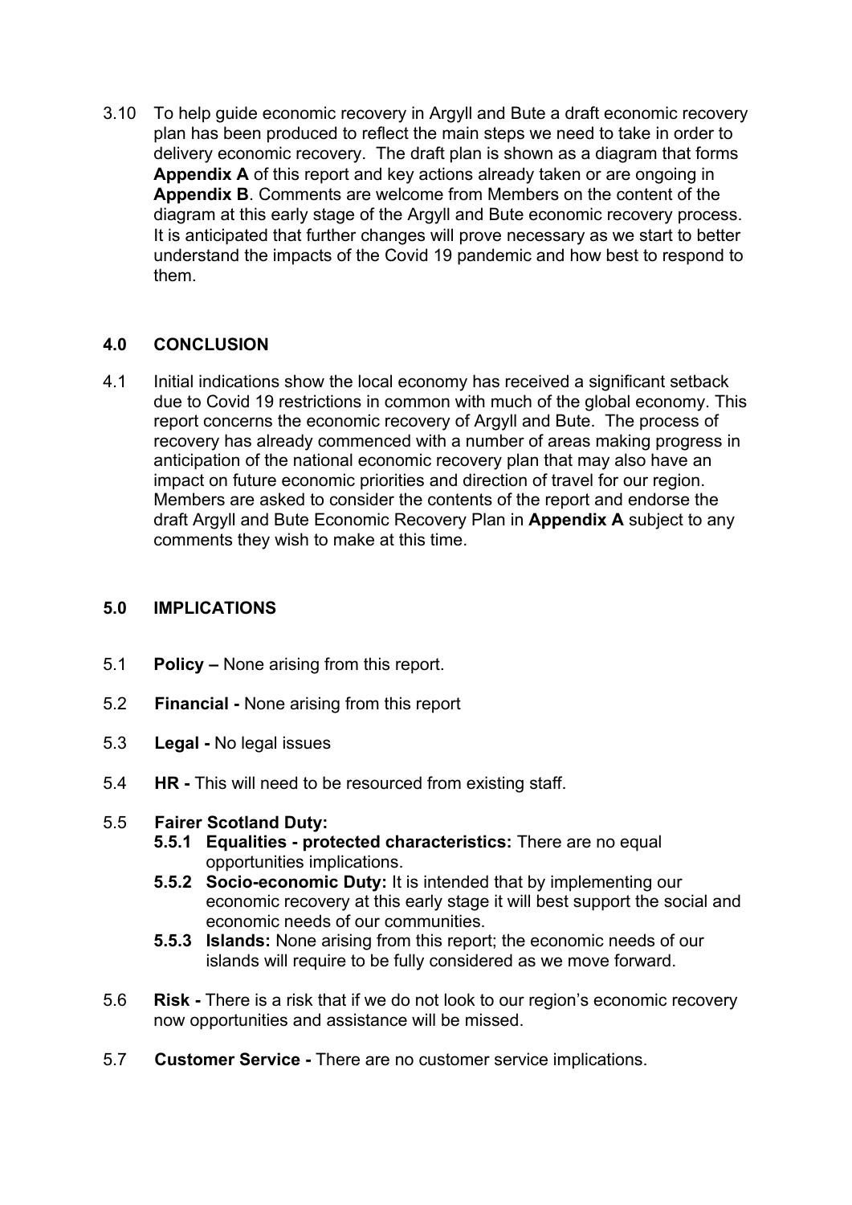3.10 To help guide economic recovery in Argyll and Bute a draft economic recovery plan has been produced to reflect the main steps we need to take in order to delivery economic recovery. The draft plan is shown as a diagram that forms **Appendix A** of this report and key actions already taken or are ongoing in **Appendix B**. Comments are welcome from Members on the content of the diagram at this early stage of the Argyll and Bute economic recovery process. It is anticipated that further changes will prove necessary as we start to better understand the impacts of the Covid 19 pandemic and how best to respond to them.

## 4.0 CONCLUSION

4.1 Initial indications show the local economy has received a significant setback due to Covid 19 restrictions in common with much of the global economy. This report concerns the economic recovery of Argyll and Bute. The process of recovery has already commenced with a number of areas making progress in anticipation of the national economic recovery plan that may also have an impact on future economic priorities and direction of travel for our region. Members are asked to consider the contents of the report and endorse the draft Argyll and Bute Economic Recovery Plan in **Appendix A** subject to any comments they wish to make at this time.

## 5.0 IMPLICATIONS

5.1 **Policy –** None arising from this report.

5.2 **Financial -** None arising from this report

5.3 **Legal -** No legal issues

5.4 **HR -** This will need to be resourced from existing staff.

5.5 **Fairer Scotland Duty:**

**5.5.1 Equalities - protected characteristics:** There are no equal opportunities implications.

**5.5.2 Socio-economic Duty:** It is intended that by implementing our economic recovery at this early stage it will best support the social and economic needs of our communities.

**5.5.3 Islands:** None arising from this report; the economic needs of our islands will require to be fully considered as we move forward.

5.6 **Risk -** There is a risk that if we do not look to our region's economic recovery now opportunities and assistance will be missed.

5.7 **Customer Service -** There are no customer service implications.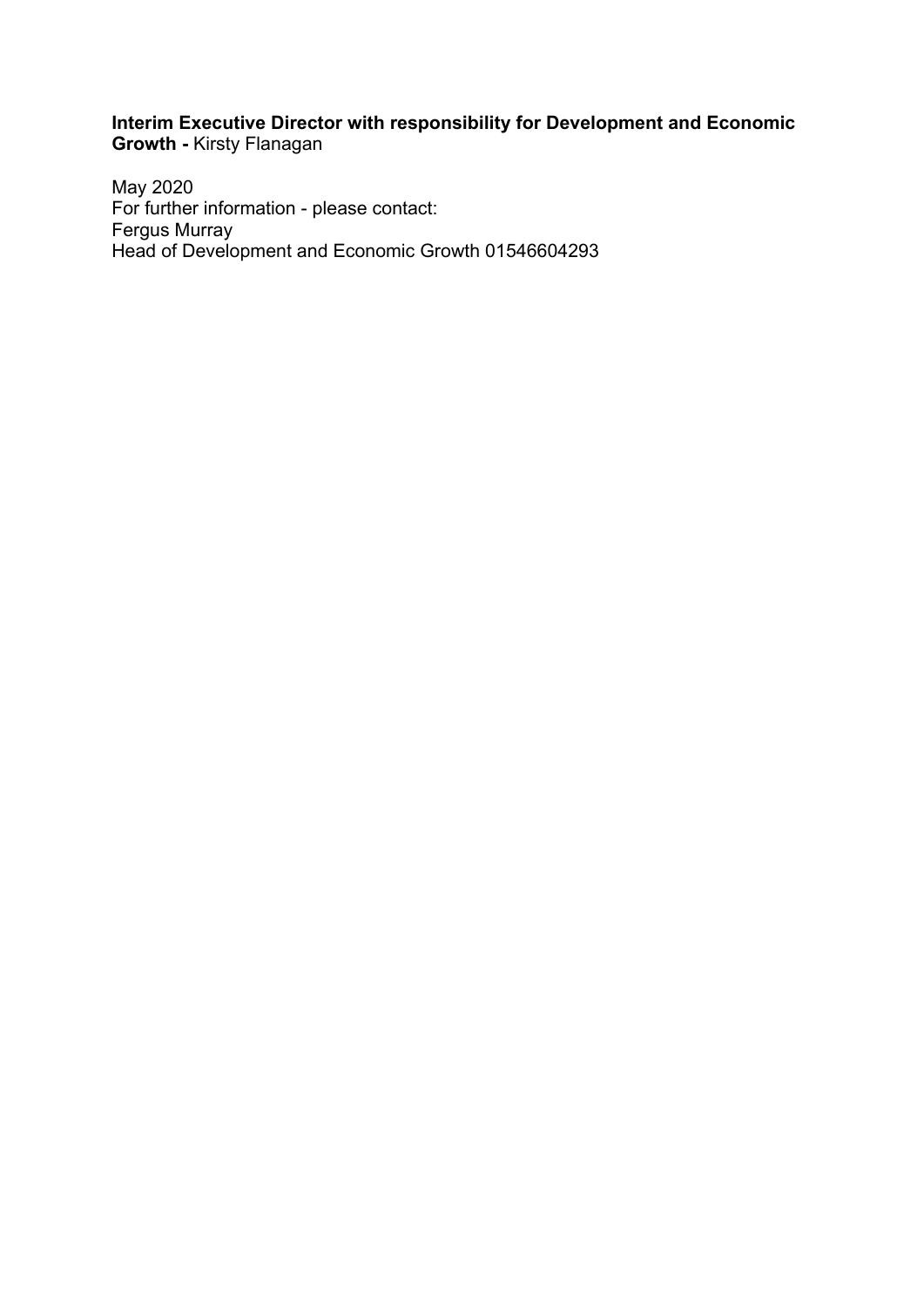**Interim Executive Director with responsibility for Development and Economic Growth -** Kirsty Flanagan

May 2020
For further information - please contact:
Fergus Murray
Head of Development and Economic Growth 01546604293